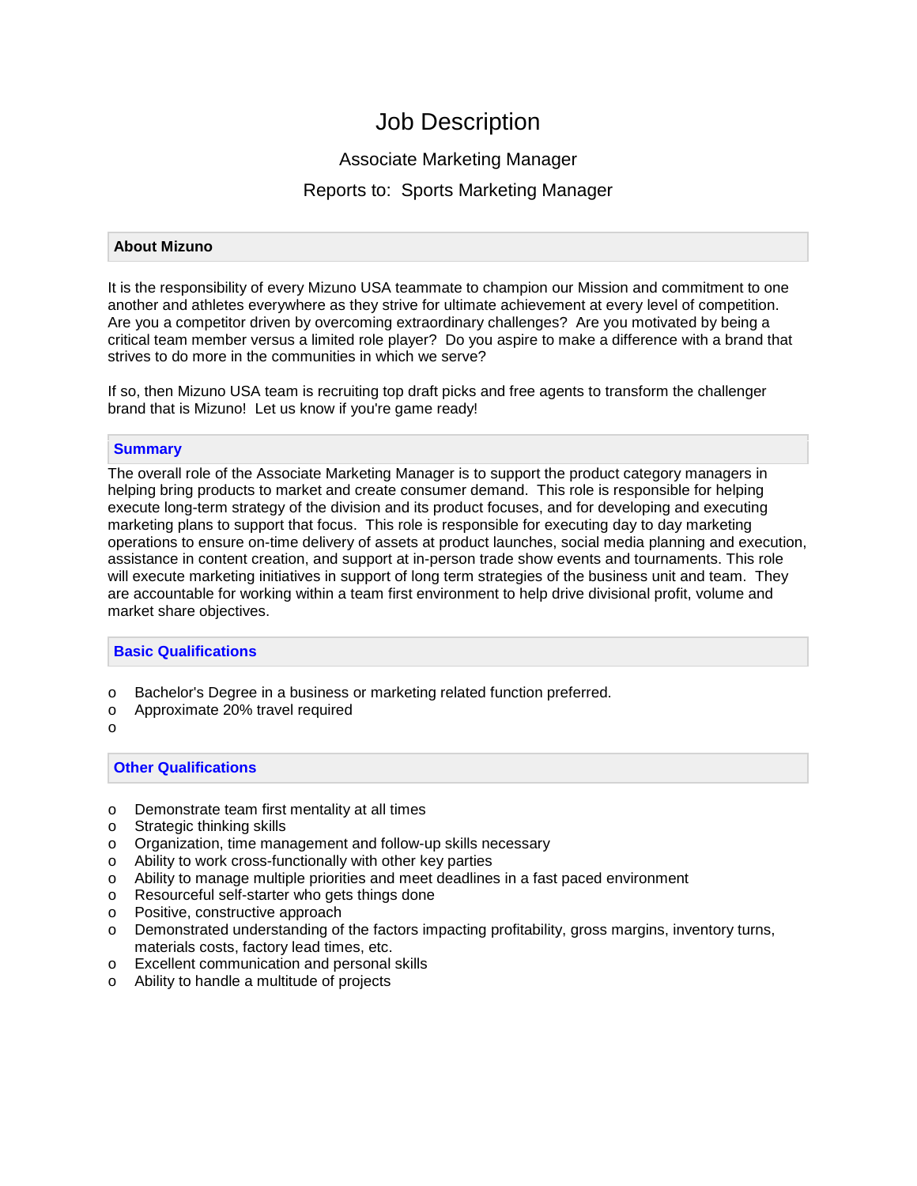# Job Description

Associate Marketing Manager

Reports to: Sports Marketing Manager

## About Mizuno

It is the responsibility of every Mizuno USA teammate to champion our Mission and commitment to one another and athletes everywhere as they strive for ultimate achievement at every level of competition. Are you a competitor driven by overcoming extraordinary challenges? Are you motivated by being a critical team member versus a limited role player? Do you aspire to make a difference with a brand that strives to do more in the communities in which we serve?

If so, then Mizuno USA team is recruiting top draft picks and free agents to transform the challenger brand that is Mizuno! Let us know if you're game ready!

## Summary

The overall role of the Associate Marketing Manager is to support the product category managers in helping bring products to market and create consumer demand. This role is responsible for helping execute long-term strategy of the division and its product focuses, and for developing and executing marketing plans to support that focus. This role is responsible for executing day to day marketing operations to ensure on-time delivery of assets at product launches, social media planning and execution, assistance in content creation, and support at in-person trade show events and tournaments. This role will execute marketing initiatives in support of long term strategies of the business unit and team. They are accountable for working within a team first environment to help drive divisional profit, volume and market share objectives.

## Basic Qualifications

- Bachelor's Degree in a business or marketing related function preferred.
- Approximate 20% travel required
- 

## Other Qualifications

- Demonstrate team first mentality at all times
- Strategic thinking skills
- Organization, time management and follow-up skills necessary
- Ability to work cross-functionally with other key parties
- Ability to manage multiple priorities and meet deadlines in a fast paced environment
- Resourceful self-starter who gets things done
- Positive, constructive approach
- Demonstrated understanding of the factors impacting profitability, gross margins, inventory turns, materials costs, factory lead times, etc.
- Excellent communication and personal skills
- Ability to handle a multitude of projects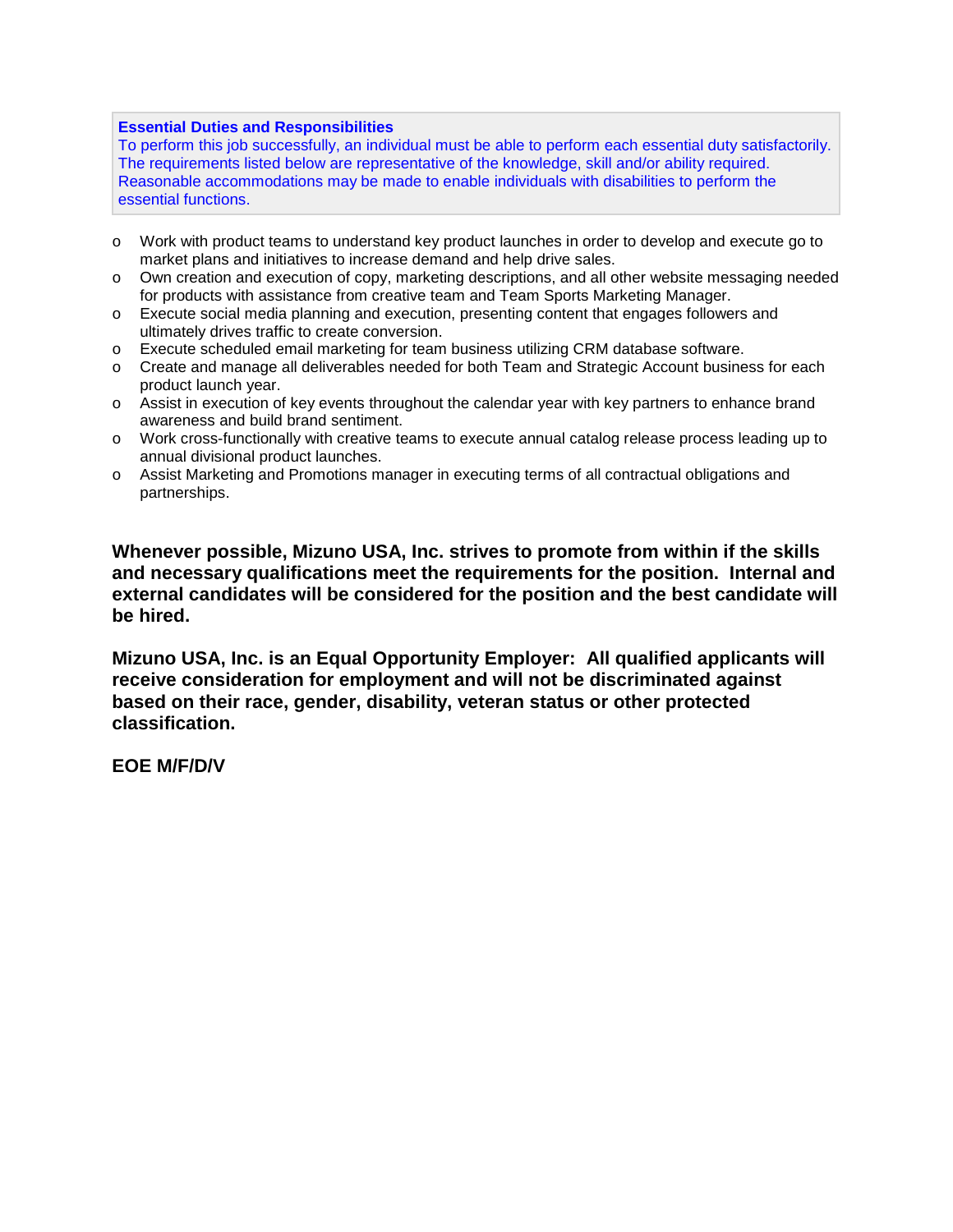**Essential Duties and Responsibilities**
To perform this job successfully, an individual must be able to perform each essential duty satisfactorily. The requirements listed below are representative of the knowledge, skill and/or ability required. Reasonable accommodations may be made to enable individuals with disabilities to perform the essential functions.

- Work with product teams to understand key product launches in order to develop and execute go to market plans and initiatives to increase demand and help drive sales.
- Own creation and execution of copy, marketing descriptions, and all other website messaging needed for products with assistance from creative team and Team Sports Marketing Manager.
- Execute social media planning and execution, presenting content that engages followers and ultimately drives traffic to create conversion.
- Execute scheduled email marketing for team business utilizing CRM database software.
- Create and manage all deliverables needed for both Team and Strategic Account business for each product launch year.
- Assist in execution of key events throughout the calendar year with key partners to enhance brand awareness and build brand sentiment.
- Work cross-functionally with creative teams to execute annual catalog release process leading up to annual divisional product launches.
- Assist Marketing and Promotions manager in executing terms of all contractual obligations and partnerships.

**Whenever possible, Mizuno USA, Inc. strives to promote from within if the skills and necessary qualifications meet the requirements for the position. Internal and external candidates will be considered for the position and the best candidate will be hired.**

**Mizuno USA, Inc. is an Equal Opportunity Employer: All qualified applicants will receive consideration for employment and will not be discriminated against based on their race, gender, disability, veteran status or other protected classification.**

**EOE M/F/D/V**